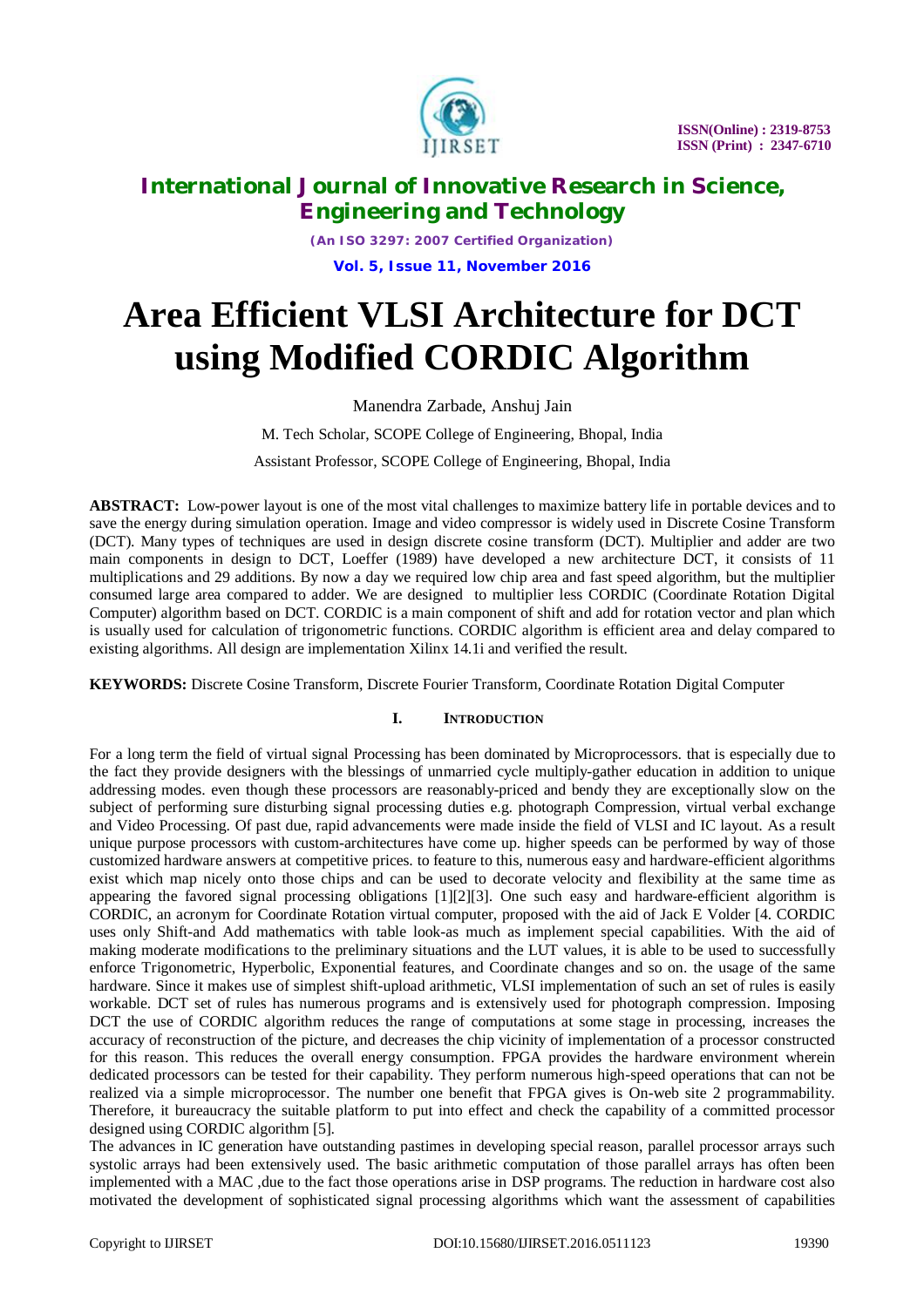# Area Efficient VLSI Architecture for DCT using Modified CORDIC Algorithm

Manendra Zarbade, Anshuj Jain

M. Tech Scholar, SCOPE College of Engineering, Bhopal, India

Assistant Professor, SCOPE College of Engineering, Bhopal, India

**ABSTRACT:** Low-power layout is one of the most vital challenges to maximize battery life in portable devices and to save the energy during simulation operation. Image and video compressor is widely used in Discrete Cosine Transform (DCT). Many types of techniques are used in design discrete cosine transform (DCT). Multiplier and adder are two main components in design to DCT, Loeffer (1989) have developed a new architecture DCT, it consists of 11 multiplications and 29 additions. By now a day we required low chip area and fast speed algorithm, but the multiplier consumed large area compared to adder. We are designed to multiplier less CORDIC (Coordinate Rotation Digital Computer) algorithm based on DCT. CORDIC is a main component of shift and add for rotation vector and plan which is usually used for calculation of trigonometric functions. CORDIC algorithm is efficient area and delay compared to existing algorithms. All design are implementation Xilinx 14.1i and verified the result.

**KEYWORDS:** Discrete Cosine Transform, Discrete Fourier Transform, Coordinate Rotation Digital Computer

## I. Introduction

For a long term the field of virtual signal Processing has been dominated by Microprocessors. that is especially due to the fact they provide designers with the blessings of unmarried cycle multiply-gather education in addition to unique addressing modes. even though these processors are reasonably-priced and bendy they are exceptionally slow on the subject of performing sure disturbing signal processing duties e.g. photograph Compression, virtual verbal exchange and Video Processing. Of past due, rapid advancements were made inside the field of VLSI and IC layout. As a result unique purpose processors with custom-architectures have come up. higher speeds can be performed by way of those customized hardware answers at competitive prices. to feature to this, numerous easy and hardware-efficient algorithms exist which map nicely onto those chips and can be used to decorate velocity and flexibility at the same time as appearing the favored signal processing obligations [1][2][3]. One such easy and hardware-efficient algorithm is CORDIC, an acronym for Coordinate Rotation virtual computer, proposed with the aid of Jack E Volder [4. CORDIC uses only Shift-and Add mathematics with table look-as much as implement special capabilities. With the aid of making moderate modifications to the preliminary situations and the LUT values, it is able to be used to successfully enforce Trigonometric, Hyperbolic, Exponential features, and Coordinate changes and so on. the usage of the same hardware. Since it makes use of simplest shift-upload arithmetic, VLSI implementation of such an set of rules is easily workable. DCT set of rules has numerous programs and is extensively used for photograph compression. Imposing DCT the use of CORDIC algorithm reduces the range of computations at some stage in processing, increases the accuracy of reconstruction of the picture, and decreases the chip vicinity of implementation of a processor constructed for this reason. This reduces the overall energy consumption. FPGA provides the hardware environment wherein dedicated processors can be tested for their capability. They perform numerous high-speed operations that can not be realized via a simple microprocessor. The number one benefit that FPGA gives is On-web site 2 programmability. Therefore, it bureaucracy the suitable platform to put into effect and check the capability of a committed processor designed using CORDIC algorithm [5].

The advances in IC generation have outstanding pastimes in developing special reason, parallel processor arrays such systolic arrays had been extensively used. The basic arithmetic computation of those parallel arrays has often been implemented with a MAC ,due to the fact those operations arise in DSP programs. The reduction in hardware cost also motivated the development of sophisticated signal processing algorithms which want the assessment of capabilities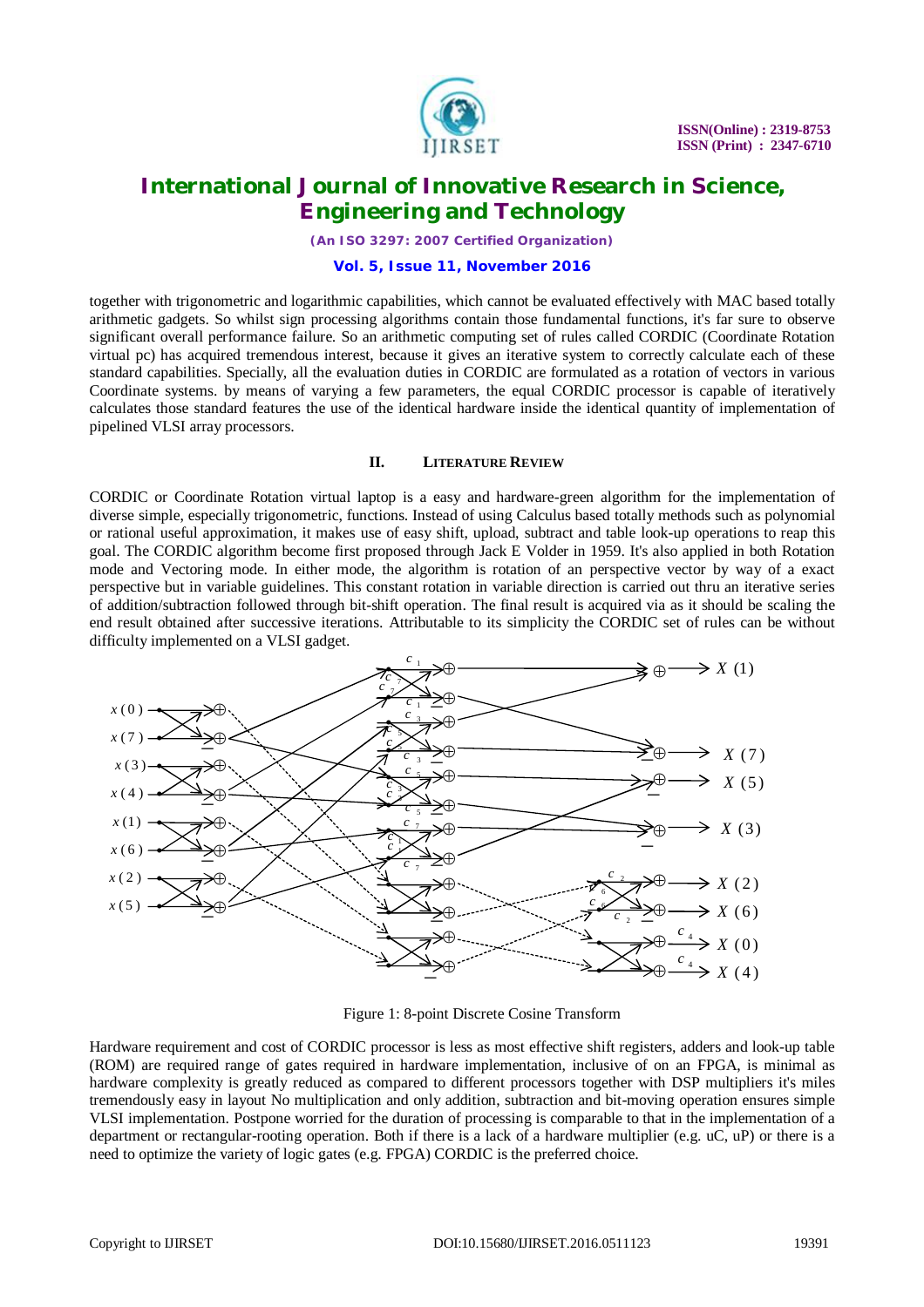together with trigonometric and logarithmic capabilities, which cannot be evaluated effectively with MAC based totally arithmetic gadgets. So whilst sign processing algorithms contain those fundamental functions, it's far sure to observe significant overall performance failure. So an arithmetic computing set of rules called CORDIC (Coordinate Rotation virtual pc) has acquired tremendous interest, because it gives an iterative system to correctly calculate each of these standard capabilities. Specially, all the evaluation duties in CORDIC are formulated as a rotation of vectors in various Coordinate systems. by means of varying a few parameters, the equal CORDIC processor is capable of iteratively calculates those standard features the use of the identical hardware inside the identical quantity of implementation of pipelined VLSI array processors.

## II. LITERATURE REVIEW

CORDIC or Coordinate Rotation virtual laptop is a easy and hardware-green algorithm for the implementation of diverse simple, especially trigonometric, functions. Instead of using Calculus based totally methods such as polynomial or rational useful approximation, it makes use of easy shift, upload, subtract and table look-up operations to reap this goal. The CORDIC algorithm become first proposed through Jack E Volder in 1959. It's also applied in both Rotation mode and Vectoring mode. In either mode, the algorithm is rotation of an perspective vector by way of a exact perspective but in variable guidelines. This constant rotation in variable direction is carried out thru an iterative series of addition/subtraction followed through bit-shift operation. The final result is acquired via as it should be scaling the end result obtained after successive iterations. Attributable to its simplicity the CORDIC set of rules can be without difficulty implemented on a VLSI gadget.

Figure 1: 8-point Discrete Cosine Transform

Hardware requirement and cost of CORDIC processor is less as most effective shift registers, adders and look-up table (ROM) are required range of gates required in hardware implementation, inclusive of on an FPGA, is minimal as hardware complexity is greatly reduced as compared to different processors together with DSP multipliers it's miles tremendously easy in layout No multiplication and only addition, subtraction and bit-moving operation ensures simple VLSI implementation. Postpone worried for the duration of processing is comparable to that in the implementation of a department or rectangular-rooting operation. Both if there is a lack of a hardware multiplier (e.g. uC, uP) or there is a need to optimize the variety of logic gates (e.g. FPGA) CORDIC is the preferred choice.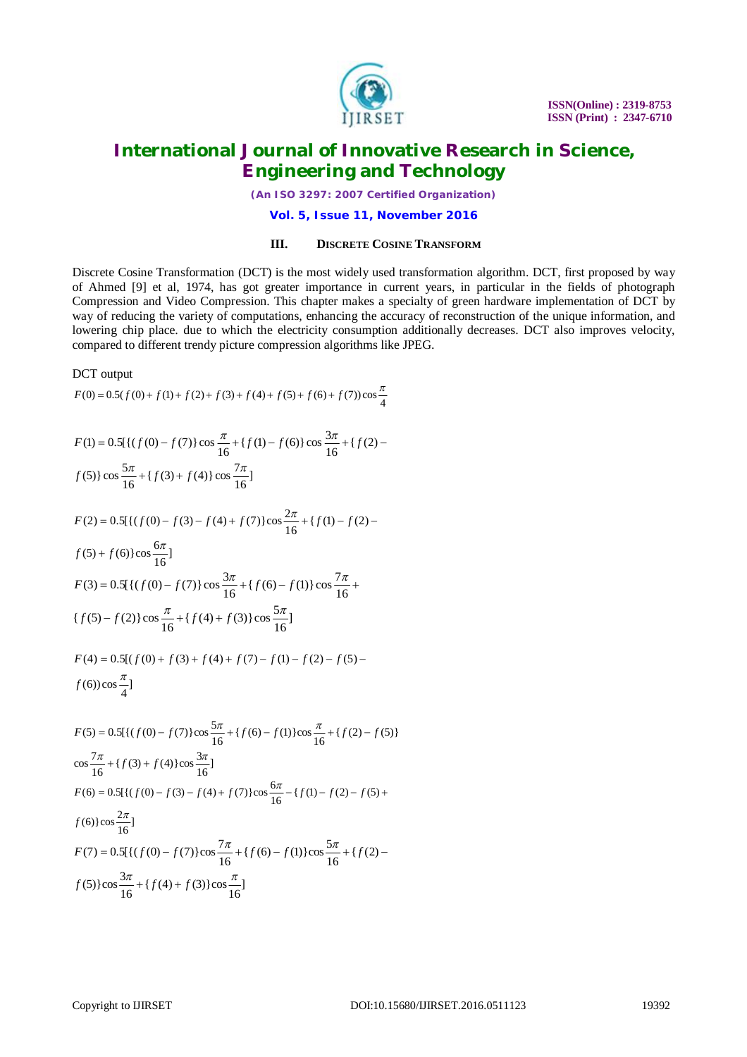### III. DISCRETE COSINE TRANSFORM

Discrete Cosine Transformation (DCT) is the most widely used transformation algorithm. DCT, first proposed by way of Ahmed [9] et al, 1974, has got greater importance in current years, in particular in the fields of photograph Compression and Video Compression. This chapter makes a specialty of green hardware implementation of DCT by way of reducing the variety of computations, enhancing the accuracy of reconstruction of the unique information, and lowering chip place. due to which the electricity consumption additionally decreases. DCT also improves velocity, compared to different trendy picture compression algorithms like JPEG.

DCT output

$$F(0) = 0.5(f(0) + f(1) + f(2) + f(3) + f(4) + f(5) + f(6) + f(7))\cos\frac{\pi}{4}$$

$$F(1) = 0.5[\{(f(0) - f(7)\}\cos\frac{\pi}{16} + \{f(1) - f(6)\}\cos\frac{3\pi}{16} + \{f(2) - f(5)\}\cos\frac{5\pi}{16} + \{f(3) + f(4)\}\cos\frac{7\pi}{16}]$$

$$F(2) = 0.5[\{(f(0) - f(3) - f(4) + f(7)\}\cos\frac{2\pi}{16} + \{f(1) - f(2) - f(5) + f(6)\}\cos\frac{6\pi}{16}]$$

$$F(3) = 0.5[\{(f(0) - f(7)\}\cos\frac{3\pi}{16} + \{f(6) - f(1)\}\cos\frac{7\pi}{16} + \{f(5) - f(2)\}\cos\frac{\pi}{16} + \{f(4) + f(3)\}\cos\frac{5\pi}{16}]$$

$$F(4) = 0.5[(f(0) + f(3) + f(4) + f(7) - f(1) - f(2) - f(5) - f(6))\cos\frac{\pi}{4}]$$

$$F(5) = 0.5[\{(f(0) - f(7)\}\cos\frac{5\pi}{16} + \{f(6) - f(1)\}\cos\frac{\pi}{16} + \{f(2) - f(5)\}\cos\frac{7\pi}{16} + \{f(3) + f(4)\}\cos\frac{3\pi}{16}]$$

$$F(6) = 0.5[\{(f(0) - f(3) - f(4) + f(7)\}\cos\frac{6\pi}{16} - \{f(1) - f(2) - f(5) + f(6)\}\cos\frac{2\pi}{16}]$$

$$F(7) = 0.5[\{(f(0) - f(7)\}\cos\frac{7\pi}{16} + \{f(6) - f(1)\}\cos\frac{5\pi}{16} + \{f(2) - f(5)\}\cos\frac{3\pi}{16} + \{f(4) + f(3)\}\cos\frac{\pi}{16}]$$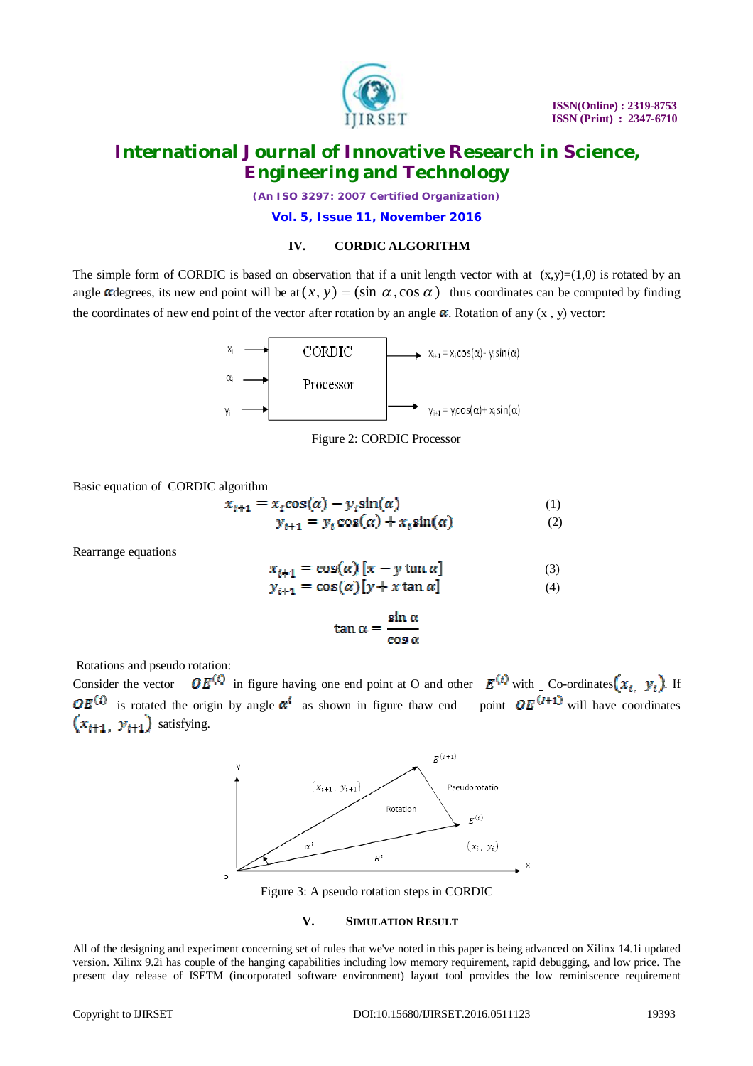## IV. CORDIC ALGORITHM

The simple form of CORDIC is based on observation that if a unit length vector with at (x,y)=(1,0) is rotated by an angle $\alpha$degrees, its new end point will be at $(x, y) = (\sin \alpha, \cos \alpha)$ thus coordinates can be computed by finding the coordinates of new end point of the vector after rotation by an angle $\alpha$. Rotation of any (x , y) vector:

Figure 2: CORDIC Processor

Basic equation of CORDIC algorithm

$$x_{i+1} = x_i \cos(\alpha) - y_i \sin(\alpha) \quad (1)$$

$$y_{i+1} = y_i \cos(\alpha) + x_i \sin(\alpha) \quad (2)$$

Rearrange equations

$$x_{i+1} = \cos(\alpha)\,[x - y \tan \alpha] \quad (3)$$

$$y_{i+1} = \cos(\alpha)\,[y + x \tan \alpha] \quad (4)$$

$$\tan \alpha = \frac{\sin \alpha}{\cos \alpha}$$

Rotations and pseudo rotation:

Consider the vector $OE^{(i)}$ in figure having one end point at O and other $E^{(i)}$ with _ Co-ordinates$(x_i, y_i)$. If $OE^{(i)}$ is rotated the origin by angle $\alpha^i$ as shown in figure thaw end point $OE^{(i+1)}$ will have coordinates $(x_{i+1}, y_{i+1})$ satisfying.

Figure 3: A pseudo rotation steps in CORDIC

## V. SIMULATION RESULT

All of the designing and experiment concerning set of rules that we've noted in this paper is being advanced on Xilinx 14.1i updated version. Xilinx 9.2i has couple of the hanging capabilities including low memory requirement, rapid debugging, and low price. The present day release of ISETM (incorporated software environment) layout tool provides the low reminiscence requirement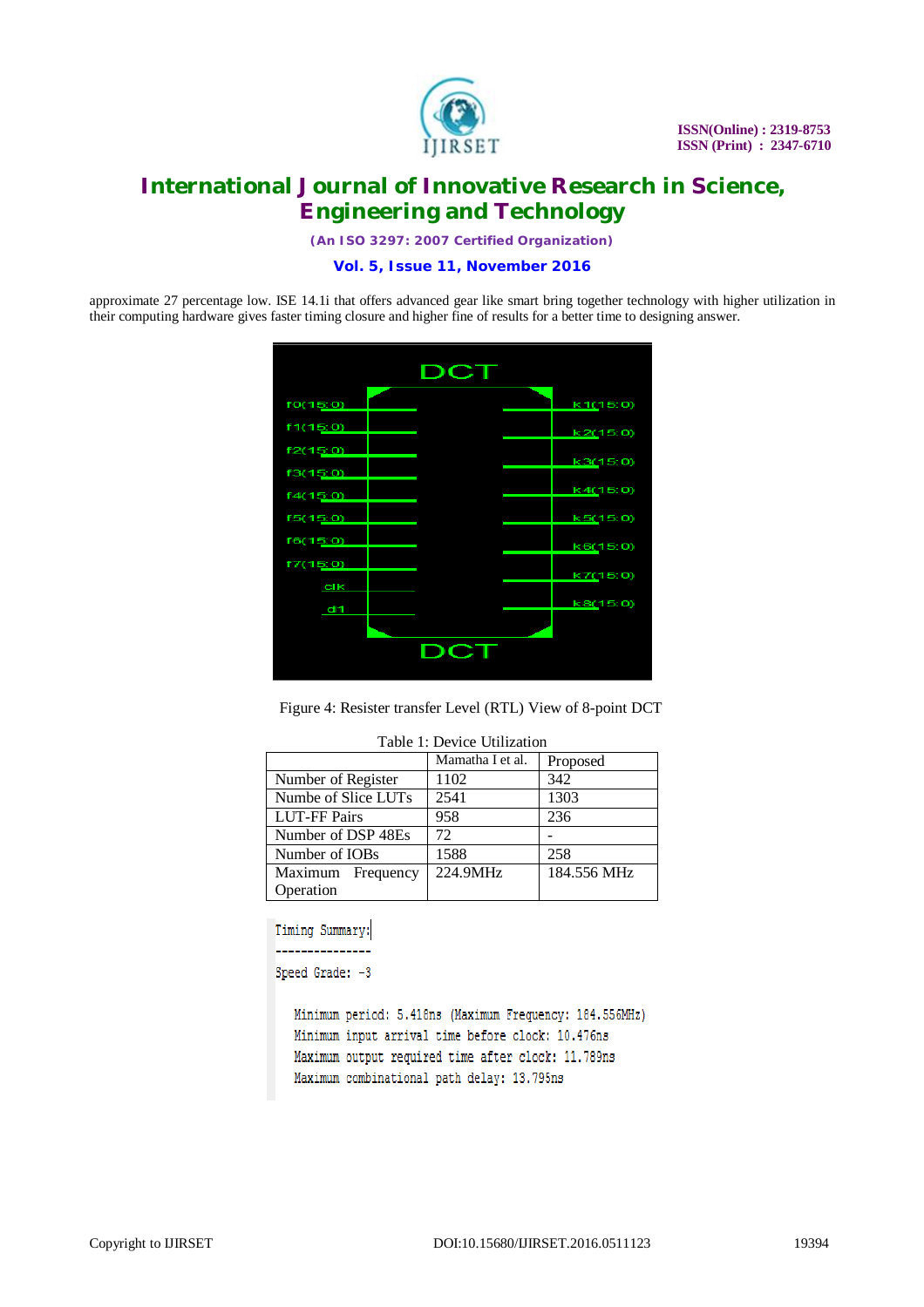approximate 27 percentage low. ISE 14.1i that offers advanced gear like smart bring together technology with higher utilization in their computing hardware gives faster timing closure and higher fine of results for a better time to designing answer.

Figure 4: Resister transfer Level (RTL) View of 8-point DCT

Table 1: Device Utilization

| | Mamatha I et al. | Proposed |
|---|---|---|
| Number of Register | 1102 | 342 |
| Numbe of Slice LUTs | 2541 | 1303 |
| LUT-FF Pairs | 958 | 236 |
| Number of DSP 48Es | 72 | - |
| Number of IOBs | 1588 | 258 |
| Maximum Frequency Operation | 224.9MHz | 184.556 MHz |

```
Timing Summary:
---------------
Speed Grade: -3

   Minimum period: 5.418ns (Maximum Frequency: 184.556MHz)
   Minimum input arrival time before clock: 10.476ns
   Maximum output required time after clock: 11.789ns
   Maximum combinational path delay: 13.795ns
```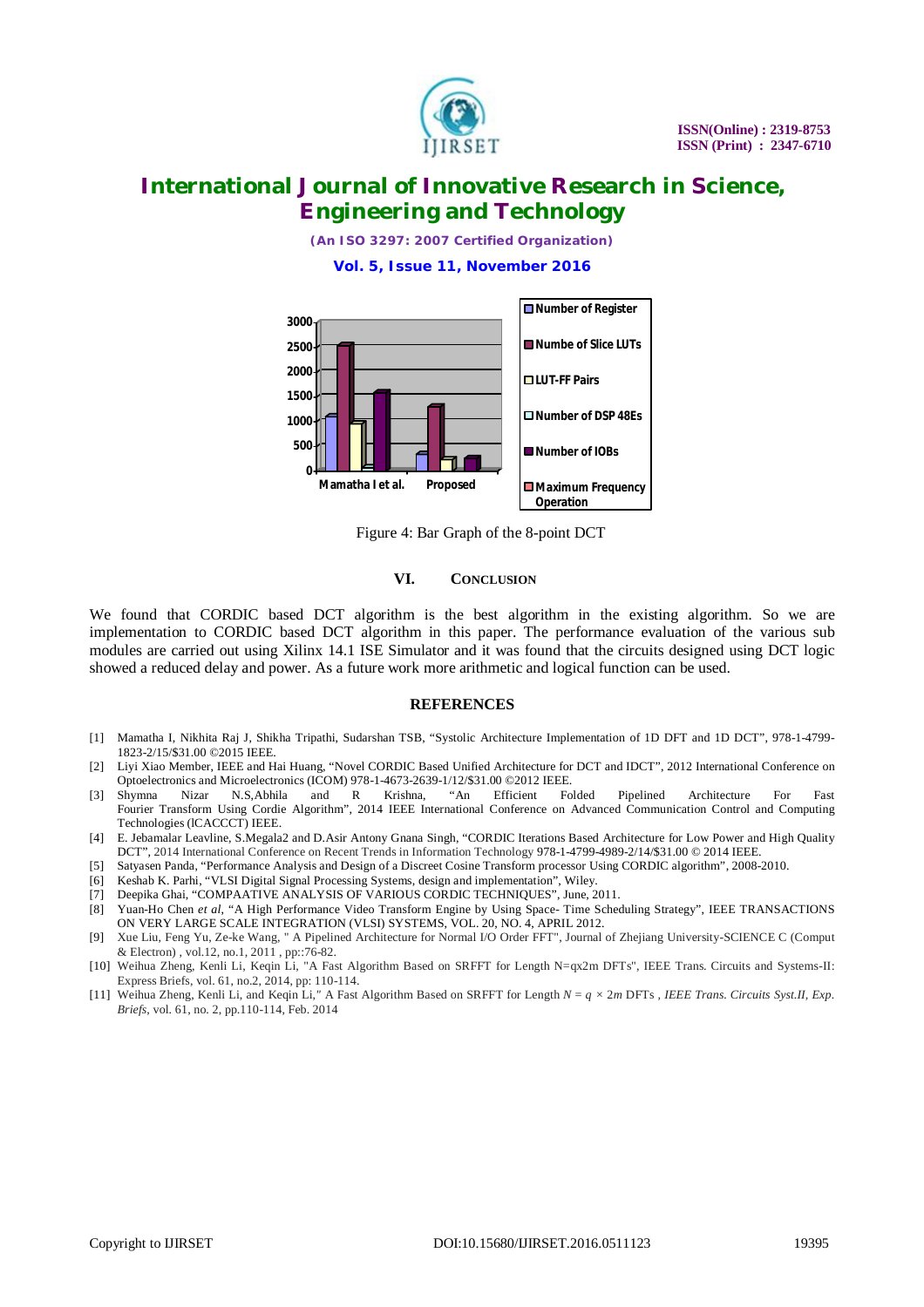3000
2500
2000
1500
1000
500
0
Mamatha I et al.
Proposed

Number of Register
Numbe of Slice LUTs
LUT-FF Pairs
Number of DSP 48Es
Number of IOBs
Maximum Frequency Operation

Figure 4: Bar Graph of the 8-point DCT

## VI. CONCLUSION

We found that CORDIC based DCT algorithm is the best algorithm in the existing algorithm. So we are implementation to CORDIC based DCT algorithm in this paper. The performance evaluation of the various sub modules are carried out using Xilinx 14.1 ISE Simulator and it was found that the circuits designed using DCT logic showed a reduced delay and power. As a future work more arithmetic and logical function can be used.

## REFERENCES

[1] Mamatha I, Nikhita Raj J, Shikha Tripathi, Sudarshan TSB, "Systolic Architecture Implementation of 1D DFT and 1D DCT", 978-1-4799-1823-2/15/$31.00 ©2015 IEEE.

[2] Liyi Xiao Member, IEEE and Hai Huang, "Novel CORDIC Based Unified Architecture for DCT and IDCT", 2012 International Conference on Optoelectronics and Microelectronics (ICOM) 978-1-4673-2639-1/12/$31.00 ©2012 IEEE.

[3] Shymna Nizar N.S,Abhila and R Krishna, "An Efficient Folded Pipelined Architecture For Fast Fourier Transform Using Cordic Algorithm", 2014 IEEE International Conference on Advanced Communication Control and Computing Technologies (lCACCCT) IEEE.

[4] E. Jebamalar Leavline, S.Megala2 and D.Asir Antony Gnana Singh, "CORDIC Iterations Based Architecture for Low Power and High Quality DCT", 2014 International Conference on Recent Trends in Information Technology 978-1-4799-4989-2/14/$31.00 © 2014 IEEE.

[5] Satyasen Panda, "Performance Analysis and Design of a Discreet Cosine Transform processor Using CORDIC algorithm", 2008-2010.

[6] Keshab K. Parhi, "VLSI Digital Signal Processing Systems, design and implementation", Wiley.

[7] Deepika Ghai, "COMPAATIVE ANALYSIS OF VARIOUS CORDIC TECHNIQUES", June, 2011.

[8] Yuan-Ho Chen *et al*, "A High Performance Video Transform Engine by Using Space- Time Scheduling Strategy", IEEE TRANSACTIONS ON VERY LARGE SCALE INTEGRATION (VLSI) SYSTEMS, VOL. 20, NO. 4, APRIL 2012.

[9] Xue Liu, Feng Yu, Ze-ke Wang, " A Pipelined Architecture for Normal I/O Order FFT", Journal of Zhejiang University-SCIENCE C (Comput & Electron) , vol.12, no.1, 2011 , pp::76-82.

[10] Weihua Zheng, Kenli Li, Keqin Li, "A Fast Algorithm Based on SRFFT for Length N=qx2m DFTs", IEEE Trans. Circuits and Systems-II: Express Briefs, vol. 61, no.2, 2014, pp: 110-114.

[11] Weihua Zheng, Kenli Li, and Keqin Li," A Fast Algorithm Based on SRFFT for Length $N = q \times 2m$ DFTs , *IEEE Trans. Circuits Syst.II, Exp. Briefs*, vol. 61, no. 2, pp.110-114, Feb. 2014